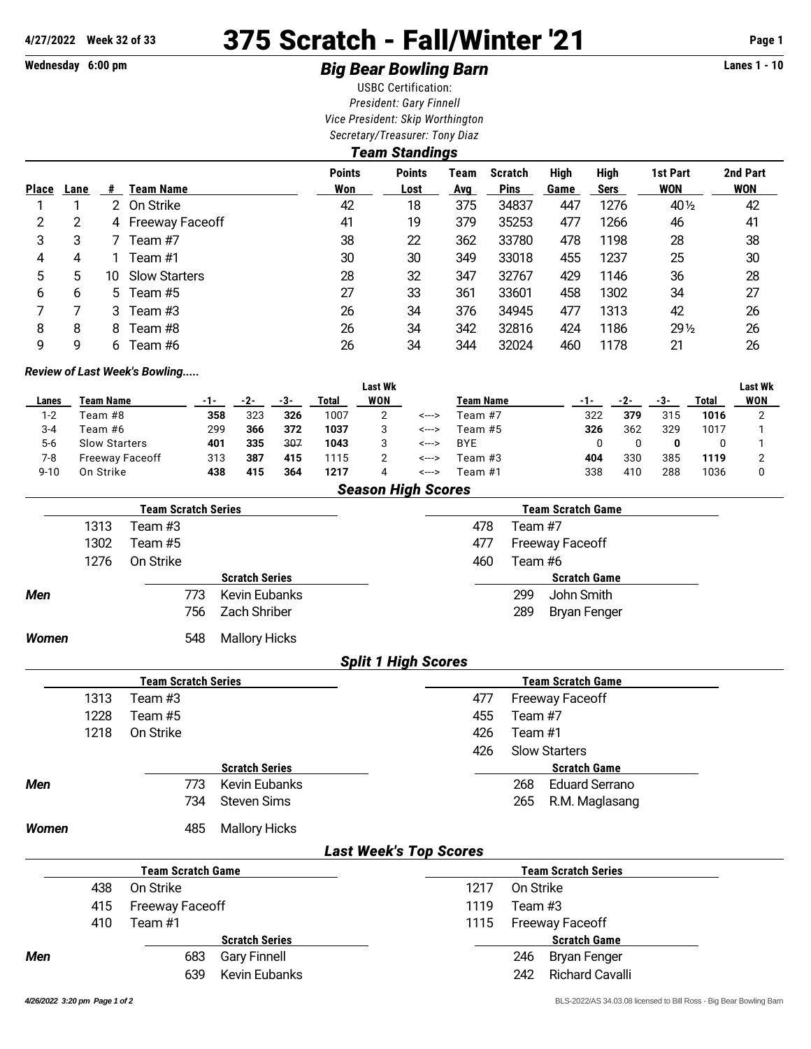**4/27/2022 Week 32 of 33**

# 375 Scratch - Fall/Winter '21

**Wednesday 6:00 pm**

## *Big Bear Bowling Barn*

**Lanes 1 - 10**

USBC Certification:
*President: Gary Finnell*
*Vice President: Skip Worthington*
*Secretary/Treasurer: Tony Diaz*

### *Team Standings*

| Place | Lane | # | Team Name | Points Won | Points Lost | Team Avg | Scratch Pins | High Game | High Sers | 1st Part WON | 2nd Part WON |
|---|---|---|---|---|---|---|---|---|---|---|---|
| 1 | 1 | 2 | On Strike | 42 | 18 | 375 | 34837 | 447 | 1276 | 40½ | 42 |
| 2 | 2 | 4 | Freeway Faceoff | 41 | 19 | 379 | 35253 | 477 | 1266 | 46 | 41 |
| 3 | 3 | 7 | Team #7 | 38 | 22 | 362 | 33780 | 478 | 1198 | 28 | 38 |
| 4 | 4 | 1 | Team #1 | 30 | 30 | 349 | 33018 | 455 | 1237 | 25 | 30 |
| 5 | 5 | 10 | Slow Starters | 28 | 32 | 347 | 32767 | 429 | 1146 | 36 | 28 |
| 6 | 6 | 5 | Team #5 | 27 | 33 | 361 | 33601 | 458 | 1302 | 34 | 27 |
| 7 | 7 | 3 | Team #3 | 26 | 34 | 376 | 34945 | 477 | 1313 | 42 | 26 |
| 8 | 8 | 8 | Team #8 | 26 | 34 | 342 | 32816 | 424 | 1186 | 29½ | 26 |
| 9 | 9 | 6 | Team #6 | 26 | 34 | 344 | 32024 | 460 | 1178 | 21 | 26 |

***Review of Last Week's Bowling.....***

| Lanes | Team Name | -1- | -2- | -3- | Total | Last Wk WON | | Team Name | -1- | -2- | -3- | Total | Last Wk WON |
|---|---|---|---|---|---|---|---|---|---|---|---|---|---|
| 1-2 | Team #8 | **358** | 323 | **326** | 1007 | 2 | <---> | Team #7 | 322 | **379** | 315 | **1016** | 2 |
| 3-4 | Team #6 | 299 | **366** | **372** | **1037** | 3 | <---> | Team #5 | **326** | 362 | 329 | 1017 | 1 |
| 5-6 | Slow Starters | **401** | **335** | ~~307~~ | **1043** | 3 | <---> | BYE | 0 | 0 | **0** | 0 | 1 |
| 7-8 | Freeway Faceoff | 313 | **387** | **415** | 1115 | 2 | <---> | Team #3 | **404** | 330 | 385 | **1119** | 2 |
| 9-10 | On Strike | **438** | **415** | **364** | **1217** | 4 | <---> | Team #1 | 338 | 410 | 288 | 1036 | 0 |

### *Season High Scores*

**Team Scratch Series**

| | |
|---|---|
| 1313 | Team #3 |
| 1302 | Team #5 |
| 1276 | On Strike |

**Team Scratch Game**

| | |
|---|---|
| 478 | Team #7 |
| 477 | Freeway Faceoff |
| 460 | Team #6 |

| | Scratch Series | | Scratch Game | |
|---|---|---|---|---|
| ***Men*** | 773 | Kevin Eubanks | 299 | John Smith |
| | 756 | Zach Shriber | 289 | Bryan Fenger |
| ***Women*** | 548 | Mallory Hicks | | |

### *Split 1 High Scores*

**Team Scratch Series**

| | |
|---|---|
| 1313 | Team #3 |
| 1228 | Team #5 |
| 1218 | On Strike |

**Team Scratch Game**

| | |
|---|---|
| 477 | Freeway Faceoff |
| 455 | Team #7 |
| 426 | Team #1 |
| 426 | Slow Starters |

| | Scratch Series | | Scratch Game | |
|---|---|---|---|---|
| ***Men*** | 773 | Kevin Eubanks | 268 | Eduard Serrano |
| | 734 | Steven Sims | 265 | R.M. Maglasang |
| ***Women*** | 485 | Mallory Hicks | | |

### *Last Week's Top Scores*

**Team Scratch Game**

| | |
|---|---|
| 438 | On Strike |
| 415 | Freeway Faceoff |
| 410 | Team #1 |

**Team Scratch Series**

| | |
|---|---|
| 1217 | On Strike |
| 1119 | Team #3 |
| 1115 | Freeway Faceoff |

| | Scratch Series | | Scratch Game | |
|---|---|---|---|---|
| ***Men*** | 683 | Gary Finnell | 246 | Bryan Fenger |
| | 639 | Kevin Eubanks | 242 | Richard Cavalli |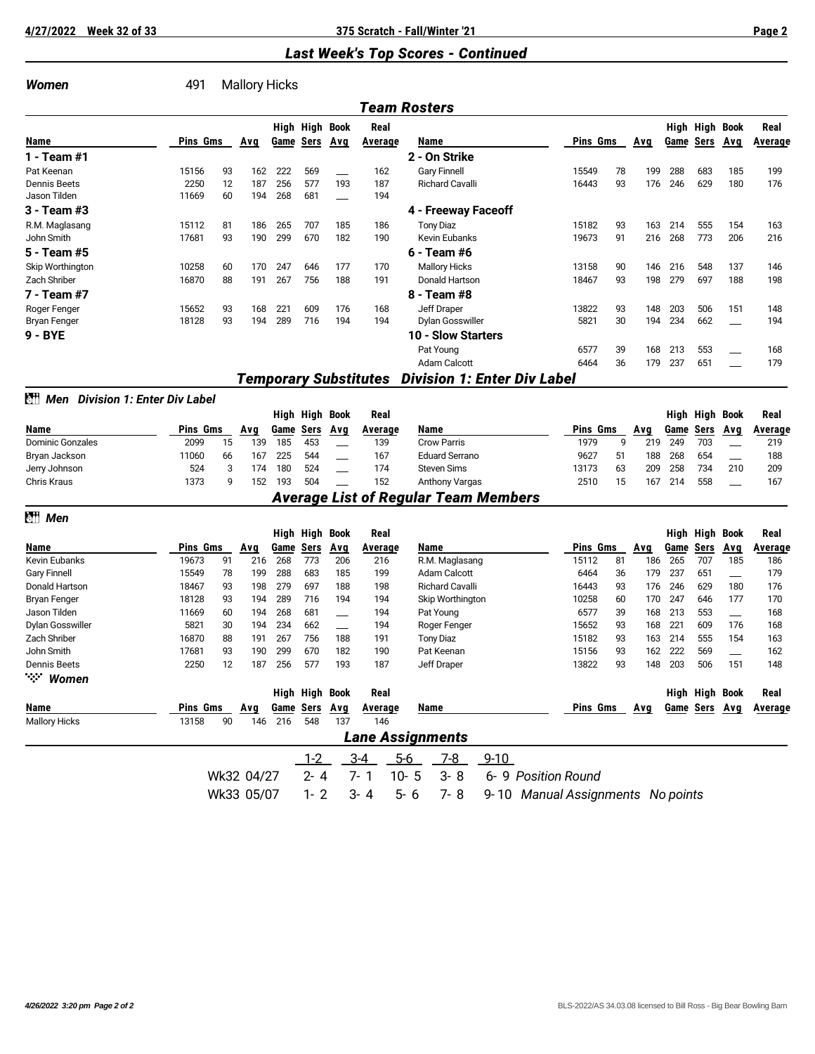## Last Week's Top Scores - Continued

**Women** 491 Mallory Hicks

## Team Rosters

| Name | Pins | Gms | Avg | High Game | High Sers | Book Avg | Real Average | Name | Pins | Gms | Avg | High Game | High Sers | Book Avg | Real Average |
|---|---|---|---|---|---|---|---|---|---|---|---|---|---|---|---|
| **1 - Team #1** | | | | | | | | **2 - On Strike** | | | | | | | |
| Pat Keenan | 15156 | 93 | 162 | 222 | 569 | __ | 162 | Gary Finnell | 15549 | 78 | 199 | 288 | 683 | 185 | 199 |
| Dennis Beets | 2250 | 12 | 187 | 256 | 577 | 193 | 187 | Richard Cavalli | 16443 | 93 | 176 | 246 | 629 | 180 | 176 |
| Jason Tilden | 11669 | 60 | 194 | 268 | 681 | __ | 194 | | | | | | | | |
| **3 - Team #3** | | | | | | | | **4 - Freeway Faceoff** | | | | | | | |
| R.M. Maglasang | 15112 | 81 | 186 | 265 | 707 | 185 | 186 | Tony Diaz | 15182 | 93 | 163 | 214 | 555 | 154 | 163 |
| John Smith | 17681 | 93 | 190 | 299 | 670 | 182 | 190 | Kevin Eubanks | 19673 | 91 | 216 | 268 | 773 | 206 | 216 |
| **5 - Team #5** | | | | | | | | **6 - Team #6** | | | | | | | |
| Skip Worthington | 10258 | 60 | 170 | 247 | 646 | 177 | 170 | Mallory Hicks | 13158 | 90 | 146 | 216 | 548 | 137 | 146 |
| Zach Shriber | 16870 | 88 | 191 | 267 | 756 | 188 | 191 | Donald Hartson | 18467 | 93 | 198 | 279 | 697 | 188 | 198 |
| **7 - Team #7** | | | | | | | | **8 - Team #8** | | | | | | | |
| Roger Fenger | 15652 | 93 | 168 | 221 | 609 | 176 | 168 | Jeff Draper | 13822 | 93 | 148 | 203 | 506 | 151 | 148 |
| Bryan Fenger | 18128 | 93 | 194 | 289 | 716 | 194 | 194 | Dylan Gosswiller | 5821 | 30 | 194 | 234 | 662 | __ | 194 |
| **9 - BYE** | | | | | | | | **10 - Slow Starters** | | | | | | | |
| | | | | | | | | Pat Young | 6577 | 39 | 168 | 213 | 553 | __ | 168 |
| | | | | | | | | Adam Calcott | 6464 | 36 | 179 | 237 | 651 | __ | 179 |

## Temporary Substitutes Division 1: Enter Div Label

**Men Division 1: Enter Div Label**

| Name | Pins | Gms | Avg | High Game | High Sers | Book Avg | Real Average | Name | Pins | Gms | Avg | High Game | High Sers | Book Avg | Real Average |
|---|---|---|---|---|---|---|---|---|---|---|---|---|---|---|---|
| Dominic Gonzales | 2099 | 15 | 139 | 185 | 453 | __ | 139 | Crow Parris | 1979 | 9 | 219 | 249 | 703 | __ | 219 |
| Bryan Jackson | 11060 | 66 | 167 | 225 | 544 | __ | 167 | Eduard Serrano | 9627 | 51 | 188 | 268 | 654 | __ | 188 |
| Jerry Johnson | 524 | 3 | 174 | 180 | 524 | __ | 174 | Steven Sims | 13173 | 63 | 209 | 258 | 734 | 210 | 209 |
| Chris Kraus | 1373 | 9 | 152 | 193 | 504 | __ | 152 | Anthony Vargas | 2510 | 15 | 167 | 214 | 558 | __ | 167 |

## Average List of Regular Team Members

**Men**

| Name | Pins | Gms | Avg | High Game | High Sers | Book Avg | Real Average | Name | Pins | Gms | Avg | High Game | High Sers | Book Avg | Real Average |
|---|---|---|---|---|---|---|---|---|---|---|---|---|---|---|---|
| Kevin Eubanks | 19673 | 91 | 216 | 268 | 773 | 206 | 216 | R.M. Maglasang | 15112 | 81 | 186 | 265 | 707 | 185 | 186 |
| Gary Finnell | 15549 | 78 | 199 | 288 | 683 | 185 | 199 | Adam Calcott | 6464 | 36 | 179 | 237 | 651 | __ | 179 |
| Donald Hartson | 18467 | 93 | 198 | 279 | 697 | 188 | 198 | Richard Cavalli | 16443 | 93 | 176 | 246 | 629 | 180 | 176 |
| Bryan Fenger | 18128 | 93 | 194 | 289 | 716 | 194 | 194 | Skip Worthington | 10258 | 60 | 170 | 247 | 646 | 177 | 170 |
| Jason Tilden | 11669 | 60 | 194 | 268 | 681 | __ | 194 | Pat Young | 6577 | 39 | 168 | 213 | 553 | __ | 168 |
| Dylan Gosswiller | 5821 | 30 | 194 | 234 | 662 | __ | 194 | Roger Fenger | 15652 | 93 | 168 | 221 | 609 | 176 | 168 |
| Zach Shriber | 16870 | 88 | 191 | 267 | 756 | 188 | 191 | Tony Diaz | 15182 | 93 | 163 | 214 | 555 | 154 | 163 |
| John Smith | 17681 | 93 | 190 | 299 | 670 | 182 | 190 | Pat Keenan | 15156 | 93 | 162 | 222 | 569 | __ | 162 |
| Dennis Beets | 2250 | 12 | 187 | 256 | 577 | 193 | 187 | Jeff Draper | 13822 | 93 | 148 | 203 | 506 | 151 | 148 |

**Women**

| Name | Pins | Gms | Avg | High Game | High Sers | Book Avg | Real Average | Name | Pins | Gms | Avg | High Game | High Sers | Book Avg | Real Average |
|---|---|---|---|---|---|---|---|---|---|---|---|---|---|---|---|
| Mallory Hicks | 13158 | 90 | 146 | 216 | 548 | 137 | 146 | | | | | | | | |

## Lane Assignments

| | 1-2 | 3-4 | 5-6 | 7-8 | 9-10 | |
|---|---|---|---|---|---|---|
| Wk32 04/27 | 2- 4 | 7- 1 | 10- 5 | 3- 8 | 6- 9 | *Position Round* |
| Wk33 05/07 | 1- 2 | 3- 4 | 5- 6 | 7- 8 | 9- 10 | *Manual Assignments No points* |